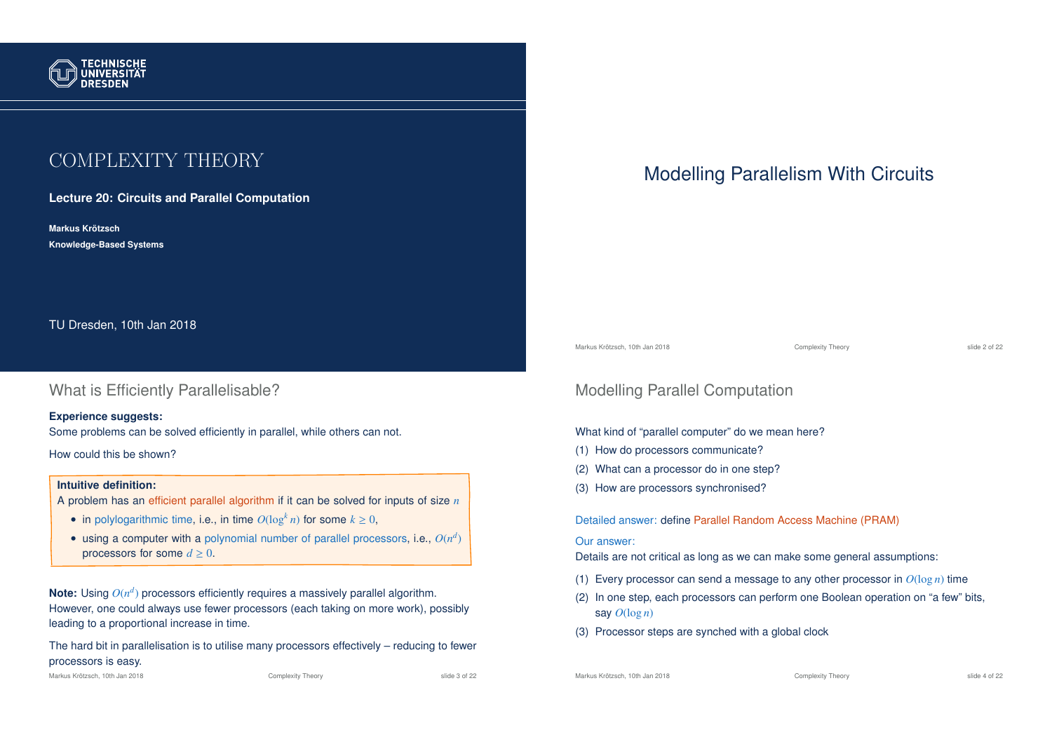# COMPLEXITY THEORY

**Lecture 20: Circuits and Parallel Computation**

**Markus Krötzsch**

**Knowledge-Based Systems**

TU Dresden, 10th Jan 2018

# Modelling Parallelism With Circuits

## What is Efficiently Parallelisable?

**Experience suggests:**
Some problems can be solved efficiently in parallel, while others can not.

How could this be shown?

**Intuitive definition:**
A problem has an efficient parallel algorithm if it can be solved for inputs of size $n$

- in polylogarithmic time, i.e., in time $O(\log^k n)$ for some $k \geq 0$,
- using a computer with a polynomial number of parallel processors, i.e., $O(n^d)$ processors for some $d \geq 0$.

**Note:** Using $O(n^d)$ processors efficiently requires a massively parallel algorithm. However, one could always use fewer processors (each taking on more work), possibly leading to a proportional increase in time.

The hard bit in parallelisation is to utilise many processors effectively – reducing to fewer processors is easy.

## Modelling Parallel Computation

What kind of "parallel computer" do we mean here?

(1) How do processors communicate?
(2) What can a processor do in one step?
(3) How are processors synchronised?

Detailed answer: define Parallel Random Access Machine (PRAM)

Our answer:
Details are not critical as long as we can make some general assumptions:

(1) Every processor can send a message to any other processor in $O(\log n)$ time
(2) In one step, each processors can perform one Boolean operation on "a few" bits, say $O(\log n)$
(3) Processor steps are synched with a global clock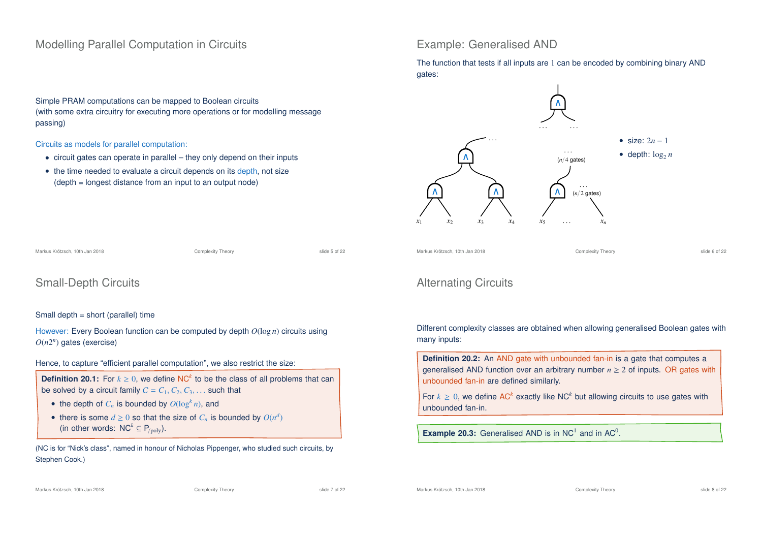## Modelling Parallel Computation in Circuits

Simple PRAM computations can be mapped to Boolean circuits (with some extra circuitry for executing more operations or for modelling message passing)

Circuits as models for parallel computation:

- circuit gates can operate in parallel – they only depend on their inputs
- the time needed to evaluate a circuit depends on its depth, not size (depth = longest distance from an input to an output node)

## Example: Generalised AND

The function that tests if all inputs are $1$ can be encoded by combining binary AND gates:

- size: $2n - 1$
- depth: $\log_2 n$

## Small-Depth Circuits

Small depth = short (parallel) time

However: Every Boolean function can be computed by depth $O(\log n)$ circuits using $O(n2^n)$ gates (exercise)

Hence, to capture "efficient parallel computation", we also restrict the size:

**Definition 20.1:** For $k \geq 0$, we define $\mathsf{NC}^k$ to be the class of all problems that can be solved by a circuit family $\mathcal{C} = C_1, C_2, C_3, \ldots$ such that

- the depth of $C_n$ is bounded by $O(\log^k n)$, and
- there is some $d \geq 0$ so that the size of $C_n$ is bounded by $O(n^d)$ (in other words: $\mathsf{NC}^k \subseteq \mathsf{P}_{/\mathsf{poly}}$).

(NC is for "Nick's class", named in honour of Nicholas Pippenger, who studied such circuits, by Stephen Cook.)

## Alternating Circuits

Different complexity classes are obtained when allowing generalised Boolean gates with many inputs:

**Definition 20.2:** An AND gate with unbounded fan-in is a gate that computes a generalised AND function over an arbitrary number $n \geq 2$ of inputs. OR gates with unbounded fan-in are defined similarly.

For $k \geq 0$, we define $\mathsf{AC}^k$ exactly like $\mathsf{NC}^k$ but allowing circuits to use gates with unbounded fan-in.

**Example 20.3:** Generalised AND is in $\mathsf{NC}^1$ and in $\mathsf{AC}^0$.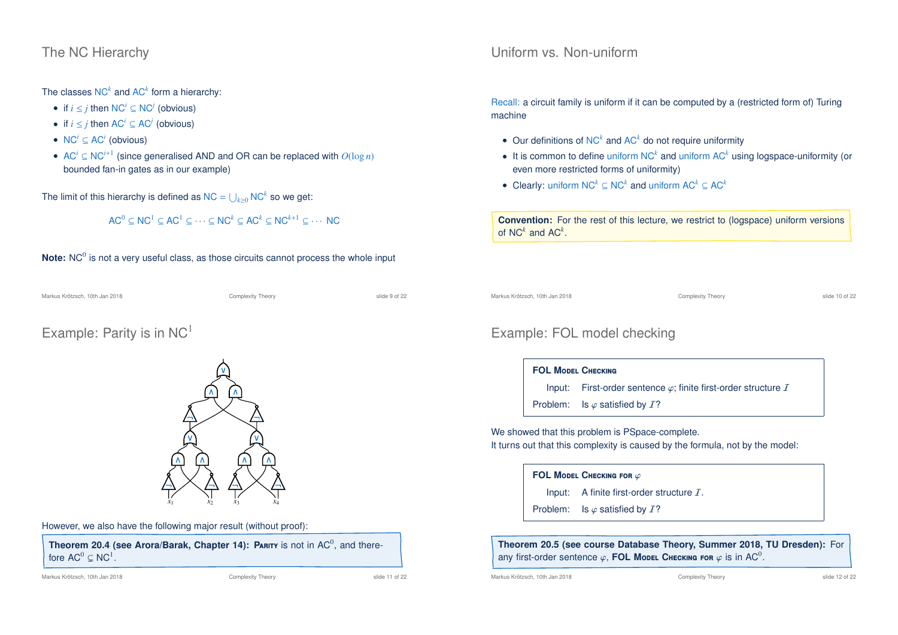## The NC Hierarchy

The classes $\mathsf{NC}^k$ and $\mathsf{AC}^k$ form a hierarchy:

- if $i \leq j$ then $\mathsf{NC}^i \subseteq \mathsf{NC}^j$ (obvious)
- if $i \leq j$ then $\mathsf{AC}^i \subseteq \mathsf{AC}^j$ (obvious)
- $\mathsf{NC}^i \subseteq \mathsf{AC}^i$ (obvious)
- $\mathsf{AC}^i \subseteq \mathsf{NC}^{i+1}$ (since generalised AND and OR can be replaced with $O(\log n)$ bounded fan-in gates as in our example)

The limit of this hierarchy is defined as $\mathsf{NC} = \bigcup_{k\geq 0} \mathsf{NC}^k$ so we get:

$$\mathsf{AC}^0 \subseteq \mathsf{NC}^1 \subseteq \mathsf{AC}^1 \subseteq \cdots \subseteq \mathsf{NC}^k \subseteq \mathsf{AC}^k \subseteq \mathsf{NC}^{k+1} \subseteq \cdots \mathsf{NC}$$

**Note:** $\mathsf{NC}^0$ is not a very useful class, as those circuits cannot process the whole input

## Uniform vs. Non-uniform

Recall: a circuit family is uniform if it can be computed by a (restricted form of) Turing machine

- Our definitions of $\mathsf{NC}^k$ and $\mathsf{AC}^k$ do not require uniformity
- It is common to define uniform $\mathsf{NC}^k$ and uniform $\mathsf{AC}^k$ using logspace-uniformity (or even more restricted forms of uniformity)
- Clearly: uniform $\mathsf{NC}^k \subseteq \mathsf{NC}^k$ and uniform $\mathsf{AC}^k \subseteq \mathsf{AC}^k$

**Convention:** For the rest of this lecture, we restrict to (logspace) uniform versions of $\mathsf{NC}^k$ and $\mathsf{AC}^k$.

## Example: Parity is in $\mathsf{NC}^1$

However, we also have the following major result (without proof):

**Theorem 20.4 (see Arora/Barak, Chapter 14):** PARITY is not in $\mathsf{AC}^0$, and therefore $\mathsf{AC}^0 \subsetneq \mathsf{NC}^1$.

## Example: FOL model checking

**FOL MODEL CHECKING**
Input: First-order sentence $\varphi$; finite first-order structure $\mathcal{I}$
Problem: Is $\varphi$ satisfied by $\mathcal{I}$?

We showed that this problem is PSpace-complete.
It turns out that this complexity is caused by the formula, not by the model:

**FOL MODEL CHECKING FOR $\varphi$**
Input: A finite first-order structure $\mathcal{I}$.
Problem: Is $\varphi$ satisfied by $\mathcal{I}$?

**Theorem 20.5 (see course Database Theory, Summer 2018, TU Dresden):** For any first-order sentence $\varphi$, **FOL MODEL CHECKING FOR $\varphi$** is in $\mathsf{AC}^0$.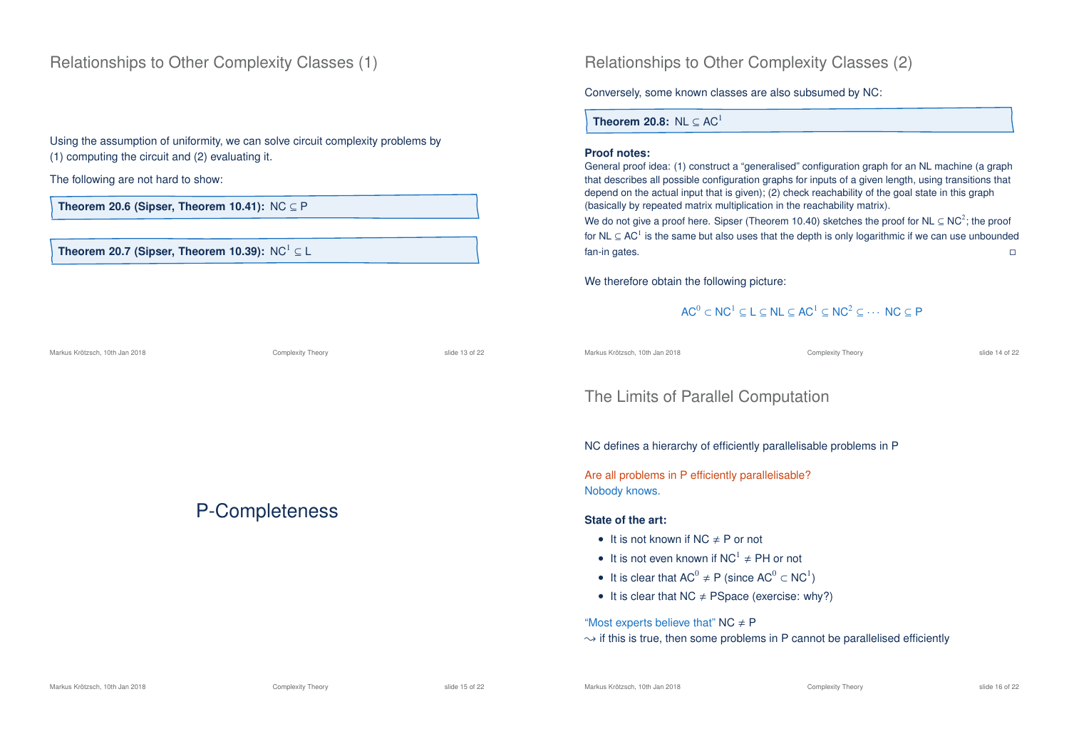## Relationships to Other Complexity Classes (1)

Using the assumption of uniformity, we can solve circuit complexity problems by (1) computing the circuit and (2) evaluating it.

The following are not hard to show:

**Theorem 20.6 (Sipser, Theorem 10.41):** $\mathsf{NC} \subseteq \mathsf{P}$

**Theorem 20.7 (Sipser, Theorem 10.39):** $\mathsf{NC}^1 \subseteq \mathsf{L}$

## Relationships to Other Complexity Classes (2)

Conversely, some known classes are also subsumed by NC:

**Theorem 20.8:** $\mathsf{NL} \subseteq \mathsf{AC}^1$

**Proof notes:**
General proof idea: (1) construct a "generalised" configuration graph for an NL machine (a graph that describes all possible configuration graphs for inputs of a given length, using transitions that depend on the actual input that is given); (2) check reachability of the goal state in this graph (basically by repeated matrix multiplication in the reachability matrix).

We do not give a proof here. Sipser (Theorem 10.40) sketches the proof for $\mathsf{NL} \subseteq \mathsf{NC}^2$; the proof for $\mathsf{NL} \subseteq \mathsf{AC}^1$ is the same but also uses that the depth is only logarithmic if we can use unbounded fan-in gates. □

We therefore obtain the following picture:

$$\mathsf{AC}^0 \subset \mathsf{NC}^1 \subseteq \mathsf{L} \subseteq \mathsf{NL} \subseteq \mathsf{AC}^1 \subseteq \mathsf{NC}^2 \subseteq \cdots \ \mathsf{NC} \subseteq \mathsf{P}$$

# P-Completeness

## The Limits of Parallel Computation

NC defines a hierarchy of efficiently parallelisable problems in P

Are all problems in P efficiently parallelisable?
Nobody knows.

**State of the art:**

- It is not known if $\mathsf{NC} \neq \mathsf{P}$ or not
- It is not even known if $\mathsf{NC}^1 \neq \mathsf{PH}$ or not
- It is clear that $\mathsf{AC}^0 \neq \mathsf{P}$ (since $\mathsf{AC}^0 \subset \mathsf{NC}^1$)
- It is clear that $\mathsf{NC} \neq \mathsf{PSpace}$ (exercise: why?)

"Most experts believe that" $\mathsf{NC} \neq \mathsf{P}$
$\rightsquigarrow$ if this is true, then some problems in P cannot be parallelised efficiently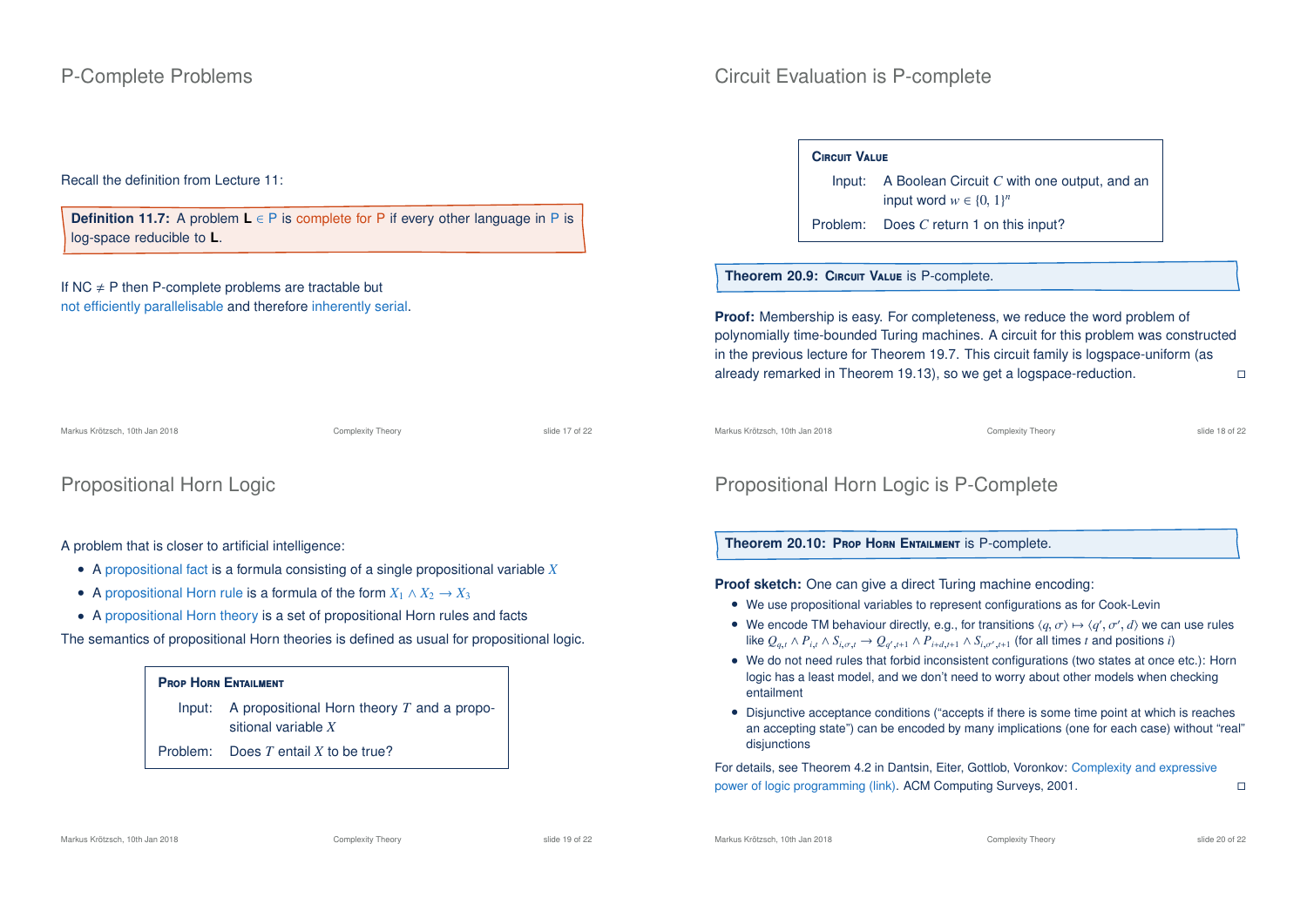## P-Complete Problems

Recall the definition from Lecture 11:

**Definition 11.7:** A problem **L** ∈ P is complete for P if every other language in P is log-space reducible to **L**.

If NC ≠ P then P-complete problems are tractable but not efficiently parallelisable and therefore inherently serial.

## Circuit Evaluation is P-complete

**CIRCUIT VALUE**

Input: A Boolean Circuit $C$ with one output, and an input word $w \in \{0, 1\}^n$

Problem: Does $C$ return 1 on this input?

**Theorem 20.9:** **CIRCUIT VALUE** is P-complete.

**Proof:** Membership is easy. For completeness, we reduce the word problem of polynomially time-bounded Turing machines. A circuit for this problem was constructed in the previous lecture for Theorem 19.7. This circuit family is logspace-uniform (as already remarked in Theorem 19.13), so we get a logspace-reduction. □

## Propositional Horn Logic

A problem that is closer to artificial intelligence:

- A propositional fact is a formula consisting of a single propositional variable $X$
- A propositional Horn rule is a formula of the form $X_1 \wedge X_2 \to X_3$
- A propositional Horn theory is a set of propositional Horn rules and facts

The semantics of propositional Horn theories is defined as usual for propositional logic.

**PROP HORN ENTAILMENT**

Input: A propositional Horn theory $T$ and a propositional variable $X$

Problem: Does $T$ entail $X$ to be true?

## Propositional Horn Logic is P-Complete

**Theorem 20.10:** **PROP HORN ENTAILMENT** is P-complete.

**Proof sketch:** One can give a direct Turing machine encoding:

- We use propositional variables to represent configurations as for Cook-Levin
- We encode TM behaviour directly, e.g., for transitions $\langle q, \sigma \rangle \mapsto \langle q', \sigma', d \rangle$ we can use rules like $Q_{q,t} \wedge P_{i,t} \wedge S_{i,\sigma,t} \to Q_{q',t+1} \wedge P_{i+d,t+1} \wedge S_{i,\sigma',t+1}$ (for all times $t$ and positions $i$)
- We do not need rules that forbid inconsistent configurations (two states at once etc.): Horn logic has a least model, and we don't need to worry about other models when checking entailment
- Disjunctive acceptance conditions ("accepts if there is some time point at which is reaches an accepting state") can be encoded by many implications (one for each case) without "real" disjunctions

For details, see Theorem 4.2 in Dantsin, Eiter, Gottlob, Voronkov: Complexity and expressive power of logic programming (link). ACM Computing Surveys, 2001. □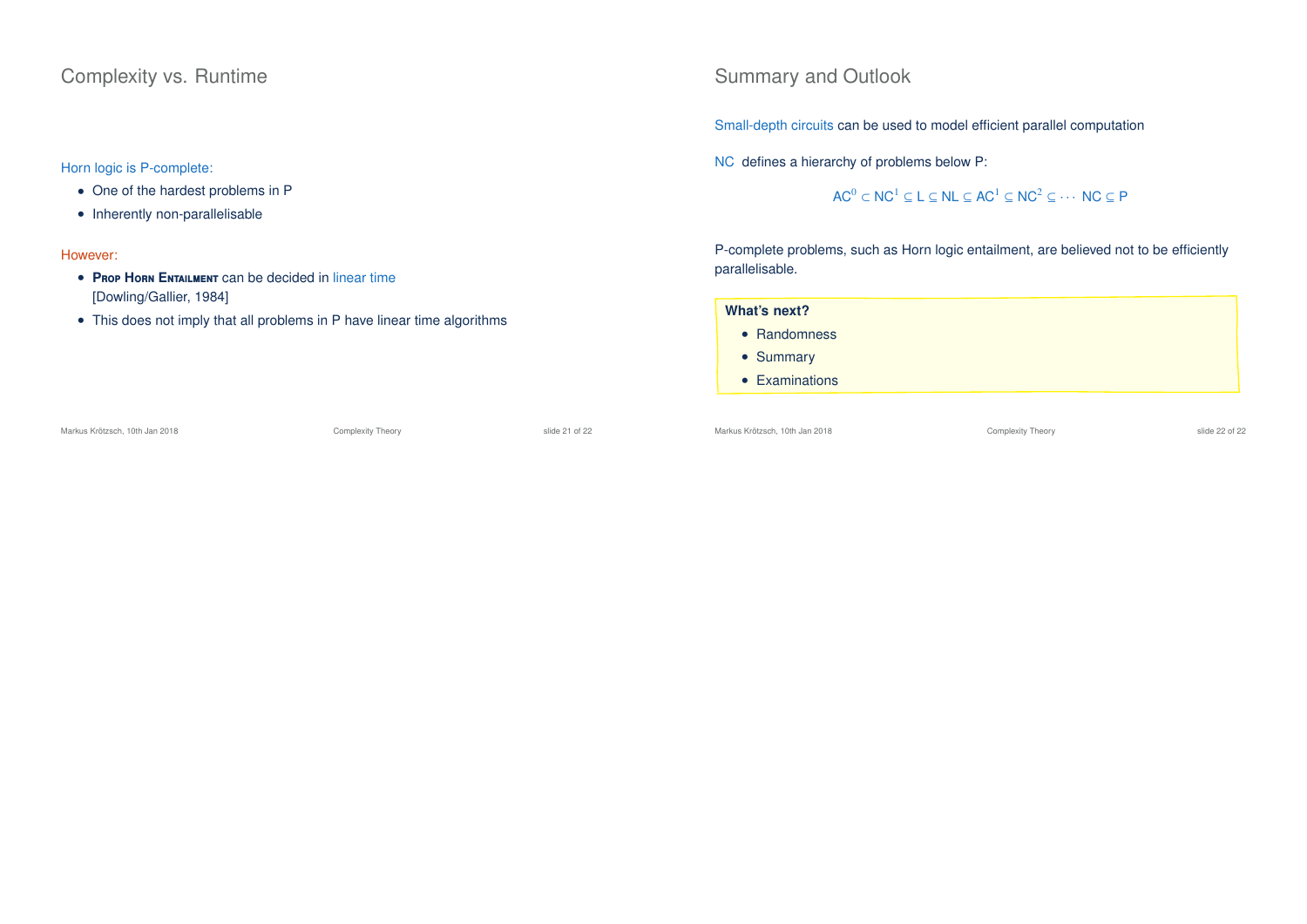## Complexity vs. Runtime

Horn logic is P-complete:

- One of the hardest problems in P
- Inherently non-parallelisable

However:

- **Prop Horn Entailment** can be decided in linear time [Dowling/Gallier, 1984]
- This does not imply that all problems in P have linear time algorithms

## Summary and Outlook

Small-depth circuits can be used to model efficient parallel computation

NC defines a hierarchy of problems below P:

$$\mathsf{AC}^0 \subset \mathsf{NC}^1 \subseteq \mathsf{L} \subseteq \mathsf{NL} \subseteq \mathsf{AC}^1 \subseteq \mathsf{NC}^2 \subseteq \cdots \ \mathsf{NC} \subseteq \mathsf{P}$$

P-complete problems, such as Horn logic entailment, are believed not to be efficiently parallelisable.

**What's next?**

- Randomness
- Summary
- Examinations